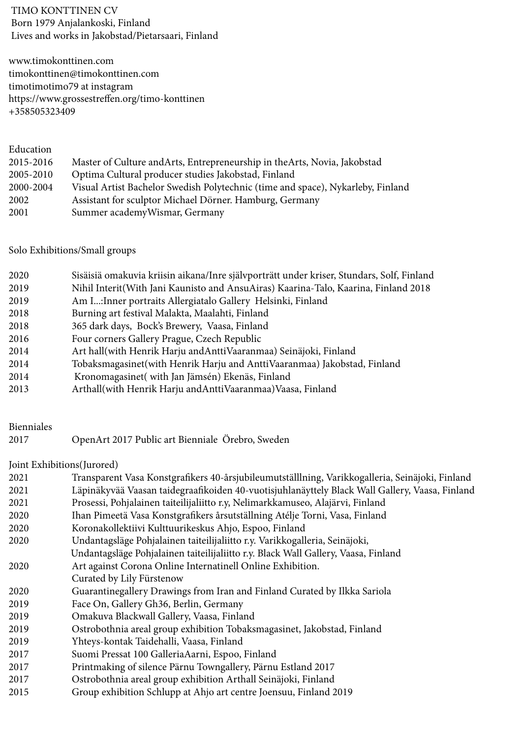# TIMO KONTTINEN CV

Born 1979 Anjalankoski, Finland
Lives and works in Jakobstad/Pietarsaari, Finland

www.timokonttinen.com
timokonttinen@timokonttinen.com
timotimotimo79 at instagram
https://www.grossestreffen.org/timo-konttinen
+358505323409

## Education

| | |
|---|---|
| 2015-2016 | Master of Culture andArts, Entrepreneurship in theArts, Novia, Jakobstad |
| 2005-2010 | Optima Cultural producer studies Jakobstad, Finland |
| 2000-2004 | Visual Artist Bachelor Swedish Polytechnic (time and space), Nykarleby, Finland |
| 2002 | Assistant for sculptor Michael Dörner. Hamburg, Germany |
| 2001 | Summer academyWismar, Germany |

## Solo Exhibitions/Small groups

| | |
|---|---|
| 2020 | Sisäisiä omakuvia kriisin aikana/Inre självporträtt under kriser, Stundars, Solf, Finland |
| 2019 | Nihil Interit(With Jani Kaunisto and AnsuAiras) Kaarina-Talo, Kaarina, Finland 2018 |
| 2019 | Am I...:Inner portraits Allergiatalo Gallery Helsinki, Finland |
| 2018 | Burning art festival Malakta, Maalahti, Finland |
| 2018 | 365 dark days, Bock's Brewery, Vaasa, Finland |
| 2016 | Four corners Gallery Prague, Czech Republic |
| 2014 | Art hall(with Henrik Harju andAnttiVaaranmaa) Seinäjoki, Finland |
| 2014 | Tobaksmagasinet(with Henrik Harju and AnttiVaaranmaa) Jakobstad, Finland |
| 2014 | Kronomagasinet( with Jan Jämsén) Ekenäs, Finland |
| 2013 | Arthall(with Henrik Harju andAnttiVaaranmaa)Vaasa, Finland |

## Bienniales

| | |
|---|---|
| 2017 | OpenArt 2017 Public art Bienniale Örebro, Sweden |

## Joint Exhibitions(Jurored)

| | |
|---|---|
| 2021 | Transparent Vasa Konstgrafikers 40-årsjubileumutställlning, Varikkogalleria, Seinäjoki, Finland |
| 2021 | Läpinäkyvää Vaasan taidegraafikoiden 40-vuotisjuhlanäyttely Black Wall Gallery, Vaasa, Finland |
| 2021 | Prosessi, Pohjalainen taiteilijaliitto r.y, Nelimarkkamuseo, Alajärvi, Finland |
| 2020 | Ihan Pimeetä Vasa Konstgrafikers årsutställning Atélje Torni, Vasa, Finland |
| 2020 | Koronakollektiivi Kulttuurikeskus Ahjo, Espoo, Finland |
| 2020 | Undantagsläge Pohjalainen taiteilijaliitto r.y. Varikkogalleria, Seinäjoki, Undantagsläge Pohjalainen taiteilijaliitto r.y. Black Wall Gallery, Vaasa, Finland |
| 2020 | Art against Corona Online Internatinell Online Exhibition. Curated by Lily Fürstenow |
| 2020 | Guarantinegallery Drawings from Iran and Finland Curated by Ilkka Sariola |
| 2019 | Face On, Gallery Gh36, Berlin, Germany |
| 2019 | Omakuva Blackwall Gallery, Vaasa, Finland |
| 2019 | Ostrobothnia areal group exhibition Tobaksmagasinet, Jakobstad, Finland |
| 2019 | Yhteys-kontak Taidehalli, Vaasa, Finland |
| 2017 | Suomi Pressat 100 GalleriaAarni, Espoo, Finland |
| 2017 | Printmaking of silence Pärnu Towngallery, Pärnu Estland 2017 |
| 2017 | Ostrobothnia areal group exhibition Arthall Seinäjoki, Finland |
| 2015 | Group exhibition Schlupp at Ahjo art centre Joensuu, Finland 2019 |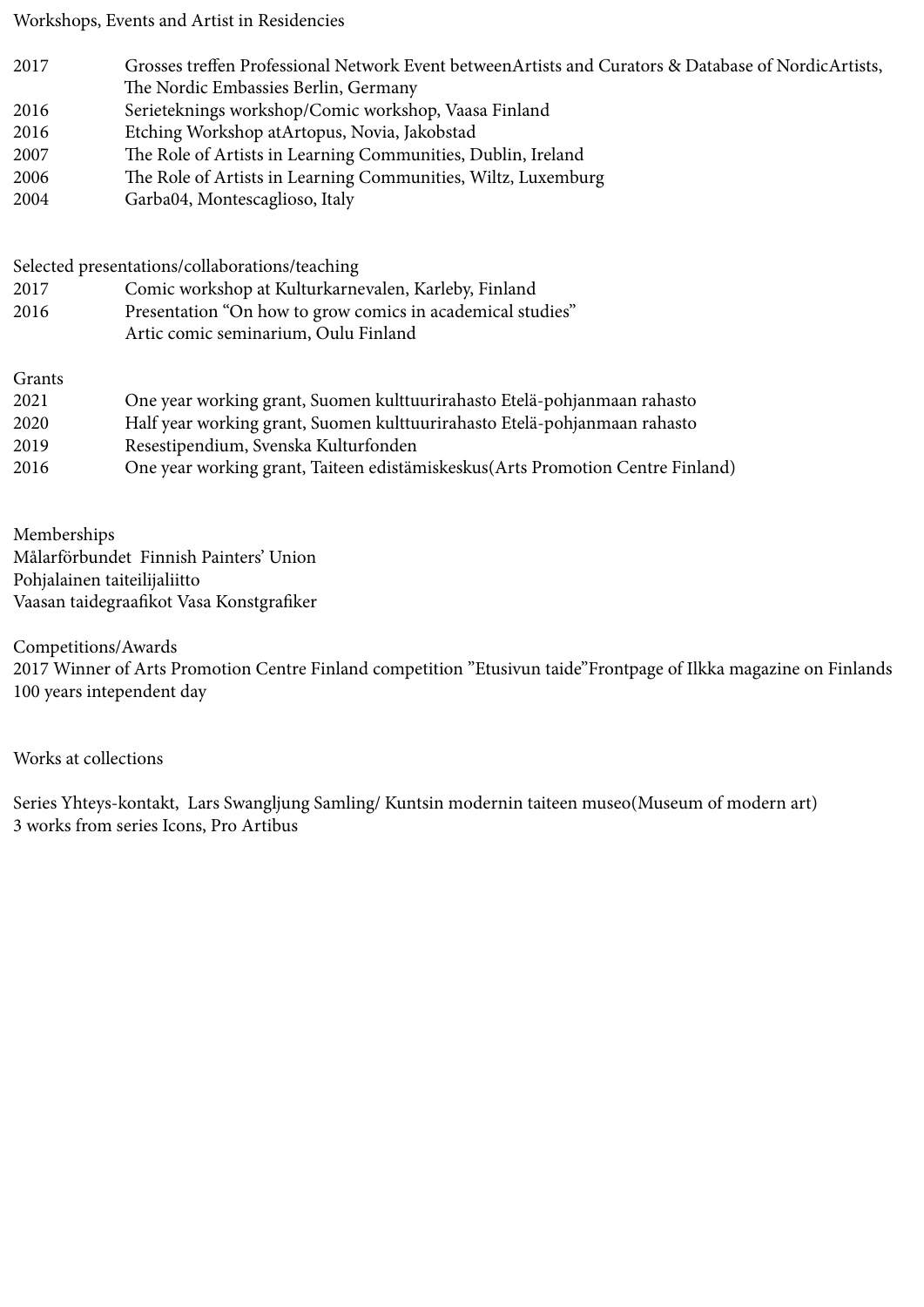## Workshops, Events and Artist in Residencies

| | |
|---|---|
| 2017 | Grosses treffen Professional Network Event betweenArtists and Curators & Database of NordicArtists, The Nordic Embassies Berlin, Germany |
| 2016 | Serieteknings workshop/Comic workshop, Vaasa Finland |
| 2016 | Etching Workshop atArtopus, Novia, Jakobstad |
| 2007 | The Role of Artists in Learning Communities, Dublin, Ireland |
| 2006 | The Role of Artists in Learning Communities, Wiltz, Luxemburg |
| 2004 | Garba04, Montescaglioso, Italy |

## Selected presentations/collaborations/teaching

| | |
|---|---|
| 2017 | Comic workshop at Kulturkarnevalen, Karleby, Finland |
| 2016 | Presentation "On how to grow comics in academical studies" Artic comic seminarium, Oulu Finland |

## Grants

| | |
|---|---|
| 2021 | One year working grant, Suomen kulttuurirahasto Etelä-pohjanmaan rahasto |
| 2020 | Half year working grant, Suomen kulttuurirahasto Etelä-pohjanmaan rahasto |
| 2019 | Resestipendium, Svenska Kulturfonden |
| 2016 | One year working grant, Taiteen edistämiskeskus(Arts Promotion Centre Finland) |

## Memberships

Målarförbundet Finnish Painters' Union
Pohjalainen taiteilijaliitto
Vaasan taidegraafikot Vasa Konstgrafiker

## Competitions/Awards

2017 Winner of Arts Promotion Centre Finland competition "Etusivun taide"Frontpage of Ilkka magazine on Finlands 100 years intependent day

## Works at collections

Series Yhteys-kontakt, Lars Swangljung Samling/ Kuntsin modernin taiteen museo(Museum of modern art)
3 works from series Icons, Pro Artibus